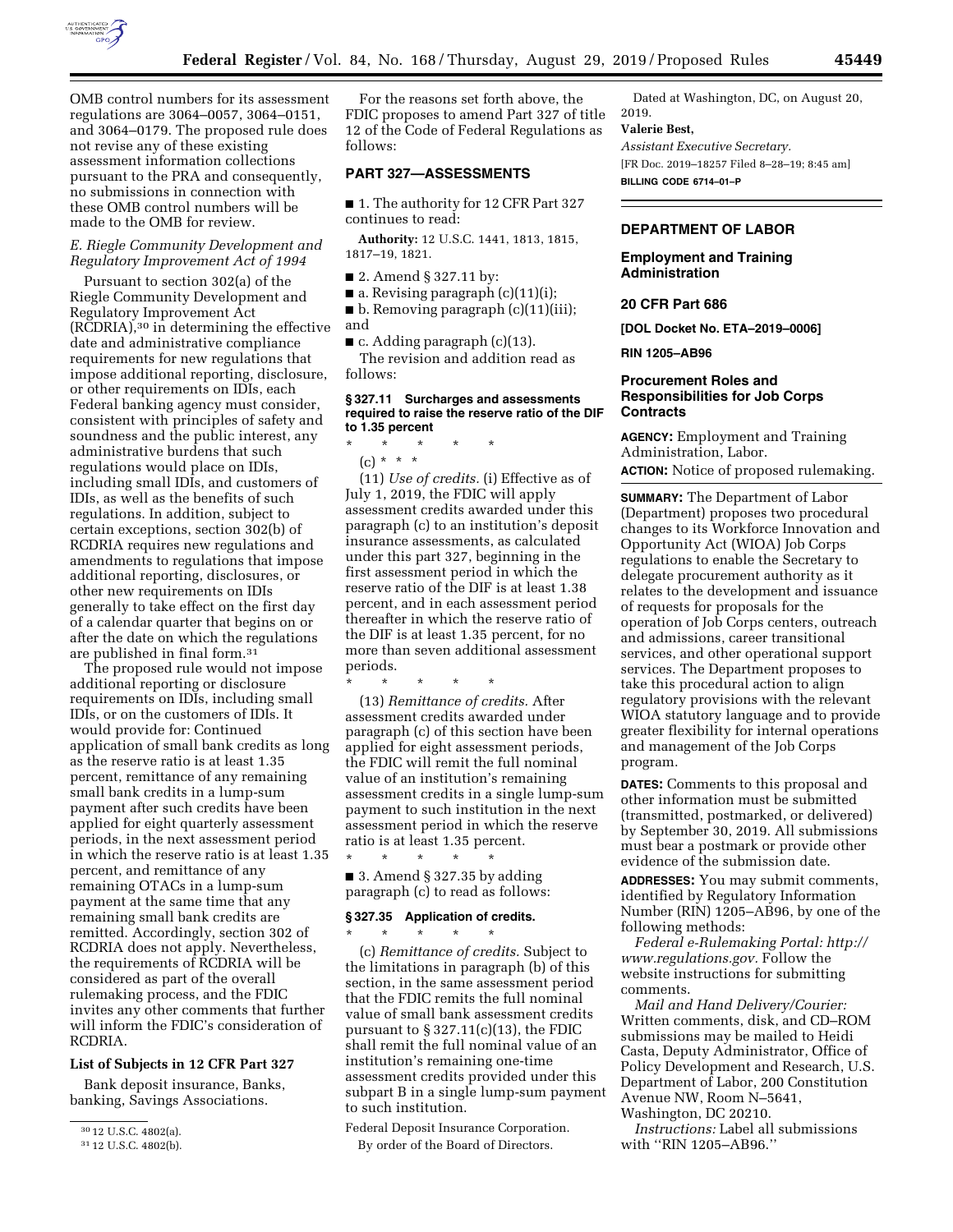OMB control numbers for its assessment regulations are 3064–0057, 3064–0151, and 3064–0179. The proposed rule does not revise any of these existing assessment information collections pursuant to the PRA and consequently, no submissions in connection with these OMB control numbers will be made to the OMB for review.

### E. Riegle Community Development and Regulatory Improvement Act of 1994

Pursuant to section 302(a) of the Riegle Community Development and Regulatory Improvement Act (RCDRIA),[30] in determining the effective date and administrative compliance requirements for new regulations that impose additional reporting, disclosure, or other requirements on IDIs, each Federal banking agency must consider, consistent with principles of safety and soundness and the public interest, any administrative burdens that such regulations would place on IDIs, including small IDIs, and customers of IDIs, as well as the benefits of such regulations. In addition, subject to certain exceptions, section 302(b) of RCDRIA requires new regulations and amendments to regulations that impose additional reporting, disclosures, or other new requirements on IDIs generally to take effect on the first day of a calendar quarter that begins on or after the date on which the regulations are published in final form.[31]

The proposed rule would not impose additional reporting or disclosure requirements on IDIs, including small IDIs, or on the customers of IDIs. It would provide for: Continued application of small bank credits as long as the reserve ratio is at least 1.35 percent, remittance of any remaining small bank credits in a lump-sum payment after such credits have been applied for eight quarterly assessment periods, in the next assessment period in which the reserve ratio is at least 1.35 percent, and remittance of any remaining OTACs in a lump-sum payment at the same time that any remaining small bank credits are remitted. Accordingly, section 302 of RCDRIA does not apply. Nevertheless, the requirements of RCDRIA will be considered as part of the overall rulemaking process, and the FDIC invites any other comments that further will inform the FDIC's consideration of RCDRIA.

### List of Subjects in 12 CFR Part 327

Bank deposit insurance, Banks, banking, Savings Associations.

[30] 12 U.S.C. 4802(a).

[31] 12 U.S.C. 4802(b).

For the reasons set forth above, the FDIC proposes to amend Part 327 of title 12 of the Code of Federal Regulations as follows:

## PART 327—ASSESSMENTS

■ 1. The authority for 12 CFR Part 327 continues to read:

**Authority:** 12 U.S.C. 1441, 1813, 1815, 1817–19, 1821.

■ 2. Amend § 327.11 by:

■ a. Revising paragraph (c)(11)(i);

■ b. Removing paragraph (c)(11)(iii); and

■ c. Adding paragraph (c)(13).

The revision and addition read as follows:

#### § 327.11 Surcharges and assessments required to raise the reserve ratio of the DIF to 1.35 percent

\* \* \* \* \*

(c) \* \* \*

(11) *Use of credits.* (i) Effective as of July 1, 2019, the FDIC will apply assessment credits awarded under this paragraph (c) to an institution's deposit insurance assessments, as calculated under this part 327, beginning in the first assessment period in which the reserve ratio of the DIF is at least 1.38 percent, and in each assessment period thereafter in which the reserve ratio of the DIF is at least 1.35 percent, for no more than seven additional assessment periods.

\* \* \* \* \*

(13) *Remittance of credits.* After assessment credits awarded under paragraph (c) of this section have been applied for eight assessment periods, the FDIC will remit the full nominal value of an institution's remaining assessment credits in a single lump-sum payment to such institution in the next assessment period in which the reserve ratio is at least 1.35 percent.

\* \* \* \* \*

■ 3. Amend § 327.35 by adding paragraph (c) to read as follows:

#### § 327.35 Application of credits.

\* \* \* \* \*

(c) *Remittance of credits.* Subject to the limitations in paragraph (b) of this section, in the same assessment period that the FDIC remits the full nominal value of small bank assessment credits pursuant to § 327.11(c)(13), the FDIC shall remit the full nominal value of an institution's remaining one-time assessment credits provided under this subpart B in a single lump-sum payment to such institution.

Federal Deposit Insurance Corporation.

By order of the Board of Directors.

Dated at Washington, DC, on August 20, 2019.

**Valerie Best,**

*Assistant Executive Secretary.*

[FR Doc. 2019–18257 Filed 8–28–19; 8:45 am]

**BILLING CODE 6714–01–P**

---

## DEPARTMENT OF LABOR

### Employment and Training Administration

### 20 CFR Part 686

**[DOL Docket No. ETA–2019–0006]**

**RIN 1205–AB96**

## Procurement Roles and Responsibilities for Job Corps Contracts

**AGENCY:** Employment and Training Administration, Labor.

**ACTION:** Notice of proposed rulemaking.

**SUMMARY:** The Department of Labor (Department) proposes two procedural changes to its Workforce Innovation and Opportunity Act (WIOA) Job Corps regulations to enable the Secretary to delegate procurement authority as it relates to the development and issuance of requests for proposals for the operation of Job Corps centers, outreach and admissions, career transitional services, and other operational support services. The Department proposes to take this procedural action to align regulatory provisions with the relevant WIOA statutory language and to provide greater flexibility for internal operations and management of the Job Corps program.

**DATES:** Comments to this proposal and other information must be submitted (transmitted, postmarked, or delivered) by September 30, 2019. All submissions must bear a postmark or provide other evidence of the submission date.

**ADDRESSES:** You may submit comments, identified by Regulatory Information Number (RIN) 1205–AB96, by one of the following methods:

*Federal e-Rulemaking Portal: http://www.regulations.gov.* Follow the website instructions for submitting comments.

*Mail and Hand Delivery/Courier:* Written comments, disk, and CD–ROM submissions may be mailed to Heidi Casta, Deputy Administrator, Office of Policy Development and Research, U.S. Department of Labor, 200 Constitution Avenue NW, Room N–5641, Washington, DC 20210.

*Instructions:* Label all submissions with ''RIN 1205–AB96.''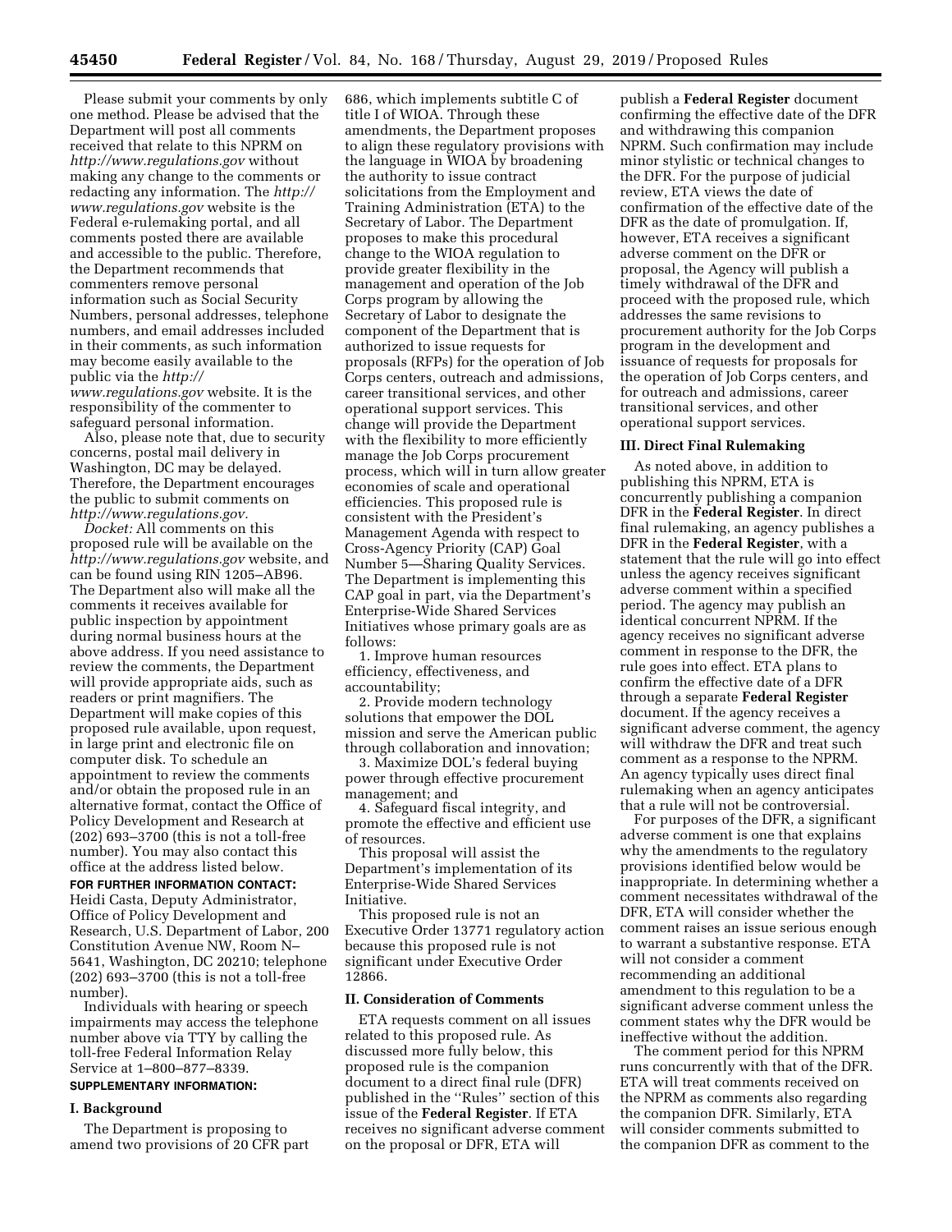Please submit your comments by only one method. Please be advised that the Department will post all comments received that relate to this NPRM on *http://www.regulations.gov* without making any change to the comments or redacting any information. The *http://www.regulations.gov* website is the Federal e-rulemaking portal, and all comments posted there are available and accessible to the public. Therefore, the Department recommends that commenters remove personal information such as Social Security Numbers, personal addresses, telephone numbers, and email addresses included in their comments, as such information may become easily available to the public via the *http://www.regulations.gov* website. It is the responsibility of the commenter to safeguard personal information.

Also, please note that, due to security concerns, postal mail delivery in Washington, DC may be delayed. Therefore, the Department encourages the public to submit comments on *http://www.regulations.gov.*

*Docket:* All comments on this proposed rule will be available on the *http://www.regulations.gov* website, and can be found using RIN 1205–AB96. The Department also will make all the comments it receives available for public inspection by appointment during normal business hours at the above address. If you need assistance to review the comments, the Department will provide appropriate aids, such as readers or print magnifiers. The Department will make copies of this proposed rule available, upon request, in large print and electronic file on computer disk. To schedule an appointment to review the comments and/or obtain the proposed rule in an alternative format, contact the Office of Policy Development and Research at (202) 693–3700 (this is not a toll-free number). You may also contact this office at the address listed below.

**FOR FURTHER INFORMATION CONTACT:** Heidi Casta, Deputy Administrator, Office of Policy Development and Research, U.S. Department of Labor, 200 Constitution Avenue NW, Room N–5641, Washington, DC 20210; telephone (202) 693–3700 (this is not a toll-free number).

Individuals with hearing or speech impairments may access the telephone number above via TTY by calling the toll-free Federal Information Relay Service at 1–800–877–8339.

**SUPPLEMENTARY INFORMATION:**

## I. Background

The Department is proposing to amend two provisions of 20 CFR part 686, which implements subtitle C of title I of WIOA. Through these amendments, the Department proposes to align these regulatory provisions with the language in WIOA by broadening the authority to issue contract solicitations from the Employment and Training Administration (ETA) to the Secretary of Labor. The Department proposes to make this procedural change to the WIOA regulation to provide greater flexibility in the management and operation of the Job Corps program by allowing the Secretary of Labor to designate the component of the Department that is authorized to issue requests for proposals (RFPs) for the operation of Job Corps centers, outreach and admissions, career transitional services, and other operational support services. This change will provide the Department with the flexibility to more efficiently manage the Job Corps procurement process, which will in turn allow greater economies of scale and operational efficiencies. This proposed rule is consistent with the President's Management Agenda with respect to Cross-Agency Priority (CAP) Goal Number 5—Sharing Quality Services. The Department is implementing this CAP goal in part, via the Department's Enterprise-Wide Shared Services Initiatives whose primary goals are as follows:

1. Improve human resources efficiency, effectiveness, and accountability;
2. Provide modern technology solutions that empower the DOL mission and serve the American public through collaboration and innovation;
3. Maximize DOL's federal buying power through effective procurement management; and
4. Safeguard fiscal integrity, and promote the effective and efficient use of resources.

This proposal will assist the Department's implementation of its Enterprise-Wide Shared Services Initiative.

This proposed rule is not an Executive Order 13771 regulatory action because this proposed rule is not significant under Executive Order 12866.

## II. Consideration of Comments

ETA requests comment on all issues related to this proposed rule. As discussed more fully below, this proposed rule is the companion document to a direct final rule (DFR) published in the ''Rules'' section of this issue of the **Federal Register**. If ETA receives no significant adverse comment on the proposal or DFR, ETA will publish a **Federal Register** document confirming the effective date of the DFR and withdrawing this companion NPRM. Such confirmation may include minor stylistic or technical changes to the DFR. For the purpose of judicial review, ETA views the date of confirmation of the effective date of the DFR as the date of promulgation. If, however, ETA receives a significant adverse comment on the DFR or proposal, the Agency will publish a timely withdrawal of the DFR and proceed with the proposed rule, which addresses the same revisions to procurement authority for the Job Corps program in the development and issuance of requests for proposals for the operation of Job Corps centers, and for outreach and admissions, career transitional services, and other operational support services.

## III. Direct Final Rulemaking

As noted above, in addition to publishing this NPRM, ETA is concurrently publishing a companion DFR in the **Federal Register**. In direct final rulemaking, an agency publishes a DFR in the **Federal Register**, with a statement that the rule will go into effect unless the agency receives significant adverse comment within a specified period. The agency may publish an identical concurrent NPRM. If the agency receives no significant adverse comment in response to the DFR, the rule goes into effect. ETA plans to confirm the effective date of a DFR through a separate **Federal Register** document. If the agency receives a significant adverse comment, the agency will withdraw the DFR and treat such comment as a response to the NPRM. An agency typically uses direct final rulemaking when an agency anticipates that a rule will not be controversial.

For purposes of the DFR, a significant adverse comment is one that explains why the amendments to the regulatory provisions identified below would be inappropriate. In determining whether a comment necessitates withdrawal of the DFR, ETA will consider whether the comment raises an issue serious enough to warrant a substantive response. ETA will not consider a comment recommending an additional amendment to this regulation to be a significant adverse comment unless the comment states why the DFR would be ineffective without the addition.

The comment period for this NPRM runs concurrently with that of the DFR. ETA will treat comments received on the NPRM as comments also regarding the companion DFR. Similarly, ETA will consider comments submitted to the companion DFR as comment to the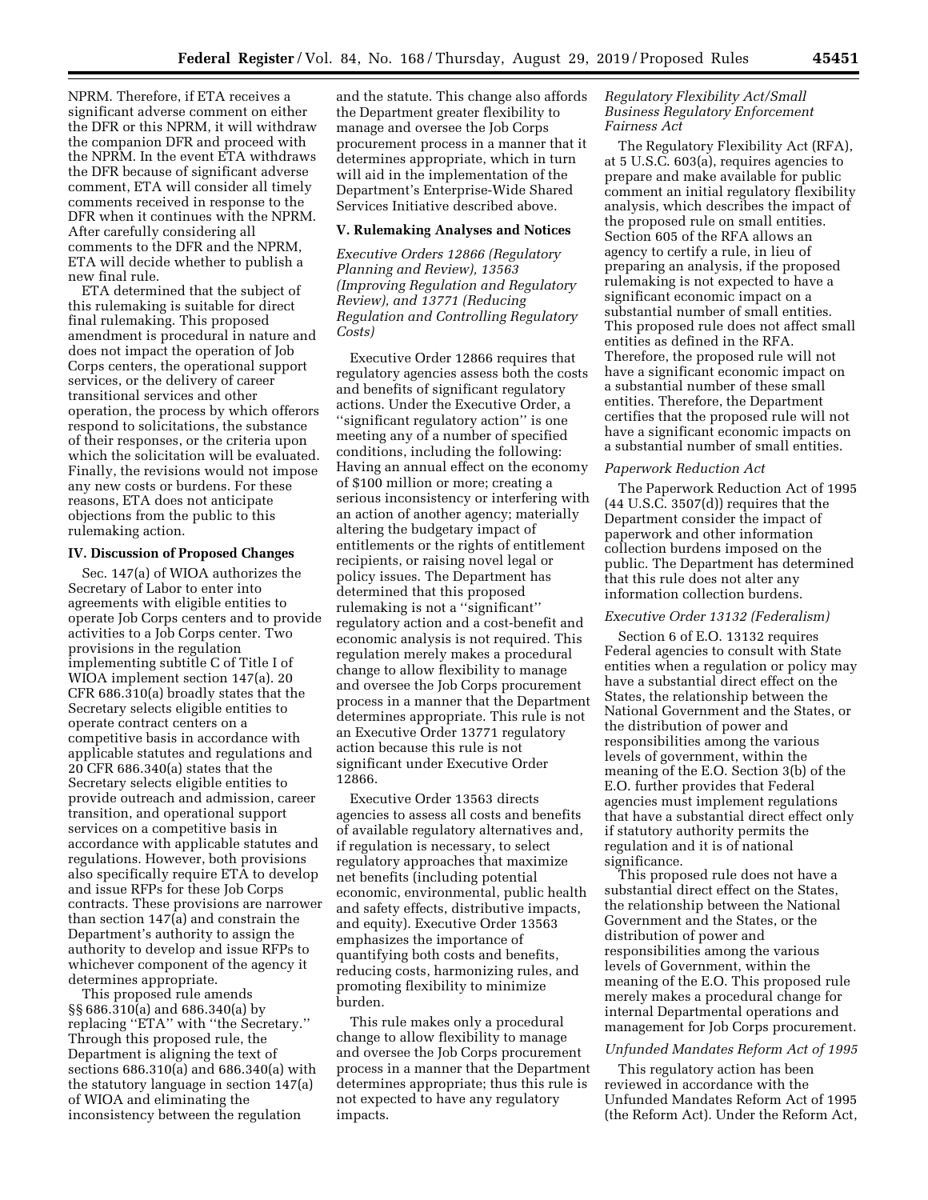NPRM. Therefore, if ETA receives a significant adverse comment on either the DFR or this NPRM, it will withdraw the companion DFR and proceed with the NPRM. In the event ETA withdraws the DFR because of significant adverse comment, ETA will consider all timely comments received in response to the DFR when it continues with the NPRM. After carefully considering all comments to the DFR and the NPRM, ETA will decide whether to publish a new final rule.

ETA determined that the subject of this rulemaking is suitable for direct final rulemaking. This proposed amendment is procedural in nature and does not impact the operation of Job Corps centers, the operational support services, or the delivery of career transitional services and other operation, the process by which offerors respond to solicitations, the substance of their responses, or the criteria upon which the solicitation will be evaluated. Finally, the revisions would not impose any new costs or burdens. For these reasons, ETA does not anticipate objections from the public to this rulemaking action.

## IV. Discussion of Proposed Changes

Sec. 147(a) of WIOA authorizes the Secretary of Labor to enter into agreements with eligible entities to operate Job Corps centers and to provide activities to a Job Corps center. Two provisions in the regulation implementing subtitle C of Title I of WIOA implement section 147(a). 20 CFR 686.310(a) broadly states that the Secretary selects eligible entities to operate contract centers on a competitive basis in accordance with applicable statutes and regulations and 20 CFR 686.340(a) states that the Secretary selects eligible entities to provide outreach and admission, career transition, and operational support services on a competitive basis in accordance with applicable statutes and regulations. However, both provisions also specifically require ETA to develop and issue RFPs for these Job Corps contracts. These provisions are narrower than section 147(a) and constrain the Department's authority to assign the authority to develop and issue RFPs to whichever component of the agency it determines appropriate.

This proposed rule amends §§ 686.310(a) and 686.340(a) by replacing ''ETA'' with ''the Secretary.'' Through this proposed rule, the Department is aligning the text of sections 686.310(a) and 686.340(a) with the statutory language in section 147(a) of WIOA and eliminating the inconsistency between the regulation and the statute. This change also affords the Department greater flexibility to manage and oversee the Job Corps procurement process in a manner that it determines appropriate, which in turn will aid in the implementation of the Department's Enterprise-Wide Shared Services Initiative described above.

## V. Rulemaking Analyses and Notices

### *Executive Orders 12866 (Regulatory Planning and Review), 13563 (Improving Regulation and Regulatory Review), and 13771 (Reducing Regulation and Controlling Regulatory Costs)*

Executive Order 12866 requires that regulatory agencies assess both the costs and benefits of significant regulatory actions. Under the Executive Order, a ''significant regulatory action'' is one meeting any of a number of specified conditions, including the following: Having an annual effect on the economy of $100 million or more; creating a serious inconsistency or interfering with an action of another agency; materially altering the budgetary impact of entitlements or the rights of entitlement recipients, or raising novel legal or policy issues. The Department has determined that this proposed rulemaking is not a ''significant'' regulatory action and a cost-benefit and economic analysis is not required. This regulation merely makes a procedural change to allow flexibility to manage and oversee the Job Corps procurement process in a manner that the Department determines appropriate. This rule is not an Executive Order 13771 regulatory action because this rule is not significant under Executive Order 12866.

Executive Order 13563 directs agencies to assess all costs and benefits of available regulatory alternatives and, if regulation is necessary, to select regulatory approaches that maximize net benefits (including potential economic, environmental, public health and safety effects, distributive impacts, and equity). Executive Order 13563 emphasizes the importance of quantifying both costs and benefits, reducing costs, harmonizing rules, and promoting flexibility to minimize burden.

This rule makes only a procedural change to allow flexibility to manage and oversee the Job Corps procurement process in a manner that the Department determines appropriate; thus this rule is not expected to have any regulatory impacts.

### *Regulatory Flexibility Act/Small Business Regulatory Enforcement Fairness Act*

The Regulatory Flexibility Act (RFA), at 5 U.S.C. 603(a), requires agencies to prepare and make available for public comment an initial regulatory flexibility analysis, which describes the impact of the proposed rule on small entities. Section 605 of the RFA allows an agency to certify a rule, in lieu of preparing an analysis, if the proposed rulemaking is not expected to have a significant economic impact on a substantial number of small entities. This proposed rule does not affect small entities as defined in the RFA. Therefore, the proposed rule will not have a significant economic impact on a substantial number of these small entities. Therefore, the Department certifies that the proposed rule will not have a significant economic impacts on a substantial number of small entities.

### *Paperwork Reduction Act*

The Paperwork Reduction Act of 1995 (44 U.S.C. 3507(d)) requires that the Department consider the impact of paperwork and other information collection burdens imposed on the public. The Department has determined that this rule does not alter any information collection burdens.

### *Executive Order 13132 (Federalism)*

Section 6 of E.O. 13132 requires Federal agencies to consult with State entities when a regulation or policy may have a substantial direct effect on the States, the relationship between the National Government and the States, or the distribution of power and responsibilities among the various levels of government, within the meaning of the E.O. Section 3(b) of the E.O. further provides that Federal agencies must implement regulations that have a substantial direct effect only if statutory authority permits the regulation and it is of national significance.

This proposed rule does not have a substantial direct effect on the States, the relationship between the National Government and the States, or the distribution of power and responsibilities among the various levels of Government, within the meaning of the E.O. This proposed rule merely makes a procedural change for internal Departmental operations and management for Job Corps procurement.

### *Unfunded Mandates Reform Act of 1995*

This regulatory action has been reviewed in accordance with the Unfunded Mandates Reform Act of 1995 (the Reform Act). Under the Reform Act,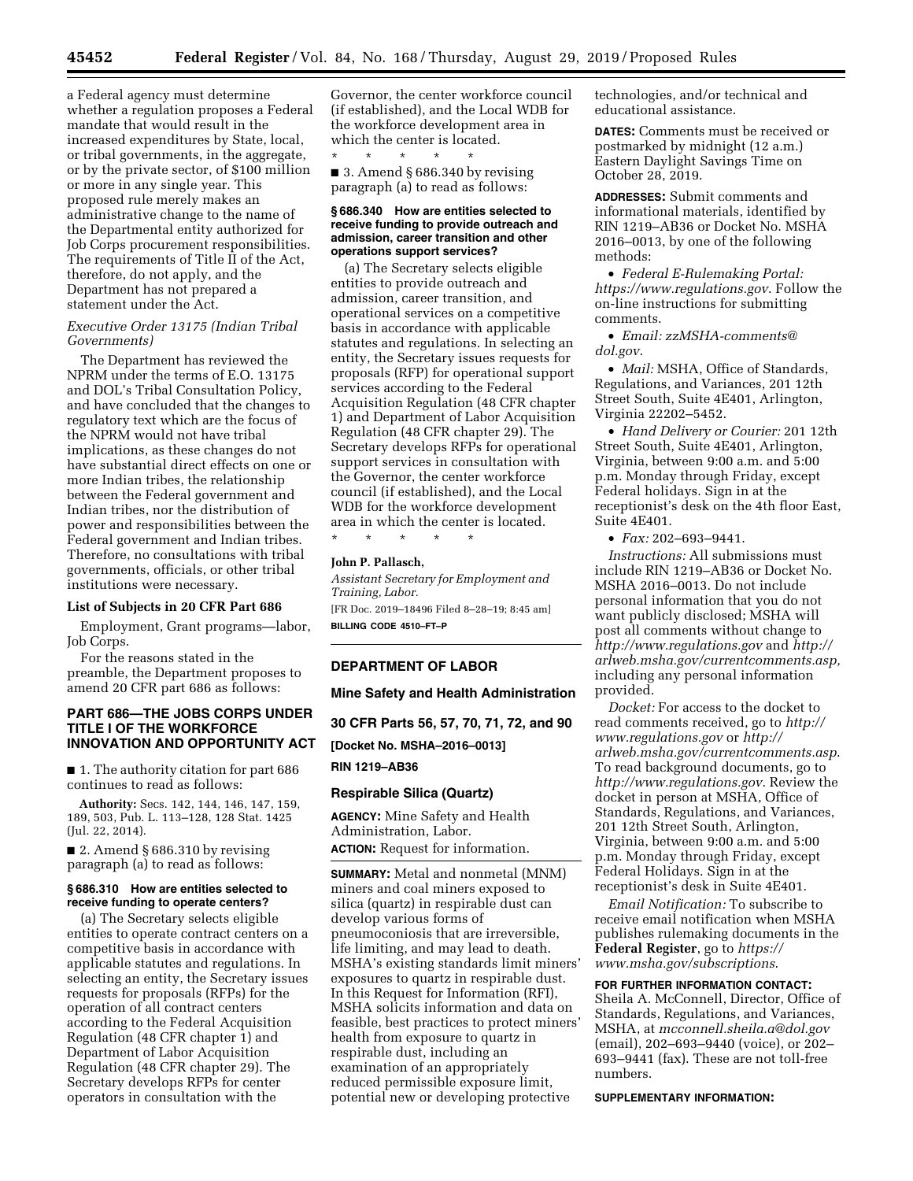a Federal agency must determine whether a regulation proposes a Federal mandate that would result in the increased expenditures by State, local, or tribal governments, in the aggregate, or by the private sector, of $100 million or more in any single year. This proposed rule merely makes an administrative change to the name of the Departmental entity authorized for Job Corps procurement responsibilities. The requirements of Title II of the Act, therefore, do not apply, and the Department has not prepared a statement under the Act.

*Executive Order 13175 (Indian Tribal Governments)*

The Department has reviewed the NPRM under the terms of E.O. 13175 and DOL's Tribal Consultation Policy, and have concluded that the changes to regulatory text which are the focus of the NPRM would not have tribal implications, as these changes do not have substantial direct effects on one or more Indian tribes, the relationship between the Federal government and Indian tribes, nor the distribution of power and responsibilities between the Federal government and Indian tribes. Therefore, no consultations with tribal governments, officials, or other tribal institutions were necessary.

**List of Subjects in 20 CFR Part 686**

Employment, Grant programs—labor, Job Corps.

For the reasons stated in the preamble, the Department proposes to amend 20 CFR part 686 as follows:

## PART 686—THE JOBS CORPS UNDER TITLE I OF THE WORKFORCE INNOVATION AND OPPORTUNITY ACT

■ 1. The authority citation for part 686 continues to read as follows:

**Authority:** Secs. 142, 144, 146, 147, 159, 189, 503, Pub. L. 113–128, 128 Stat. 1425 (Jul. 22, 2014).

■ 2. Amend § 686.310 by revising paragraph (a) to read as follows:

**§ 686.310 How are entities selected to receive funding to operate centers?**

(a) The Secretary selects eligible entities to operate contract centers on a competitive basis in accordance with applicable statutes and regulations. In selecting an entity, the Secretary issues requests for proposals (RFPs) for the operation of all contract centers according to the Federal Acquisition Regulation (48 CFR chapter 1) and Department of Labor Acquisition Regulation (48 CFR chapter 29). The Secretary develops RFPs for center operators in consultation with the Governor, the center workforce council (if established), and the Local WDB for the workforce development area in which the center is located.

\* \* \* \* \*

■ 3. Amend § 686.340 by revising paragraph (a) to read as follows:

**§ 686.340 How are entities selected to receive funding to provide outreach and admission, career transition and other operations support services?**

(a) The Secretary selects eligible entities to provide outreach and admission, career transition, and operational services on a competitive basis in accordance with applicable statutes and regulations. In selecting an entity, the Secretary issues requests for proposals (RFP) for operational support services according to the Federal Acquisition Regulation (48 CFR chapter 1) and Department of Labor Acquisition Regulation (48 CFR chapter 29). The Secretary develops RFPs for operational support services in consultation with the Governor, the center workforce council (if established), and the Local WDB for the workforce development area in which the center is located.

\* \* \* \* \*

**John P. Pallasch,**

*Assistant Secretary for Employment and Training, Labor.*

[FR Doc. 2019–18496 Filed 8–28–19; 8:45 am]

**BILLING CODE 4510–FT–P**

---

# DEPARTMENT OF LABOR

## Mine Safety and Health Administration

## 30 CFR Parts 56, 57, 70, 71, 72, and 90

**[Docket No. MSHA–2016–0013]**

**RIN 1219–AB36**

## Respirable Silica (Quartz)

**AGENCY:** Mine Safety and Health Administration, Labor.

**ACTION:** Request for information.

**SUMMARY:** Metal and nonmetal (MNM) miners and coal miners exposed to silica (quartz) in respirable dust can develop various forms of pneumoconiosis that are irreversible, life limiting, and may lead to death. MSHA's existing standards limit miners' exposures to quartz in respirable dust. In this Request for Information (RFI), MSHA solicits information and data on feasible, best practices to protect miners' health from exposure to quartz in respirable dust, including an examination of an appropriately reduced permissible exposure limit, potential new or developing protective technologies, and/or technical and educational assistance.

**DATES:** Comments must be received or postmarked by midnight (12 a.m.) Eastern Daylight Savings Time on October 28, 2019.

**ADDRESSES:** Submit comments and informational materials, identified by RIN 1219–AB36 or Docket No. MSHA 2016–0013, by one of the following methods:

- *Federal E-Rulemaking Portal: https://www.regulations.gov*. Follow the on-line instructions for submitting comments.
- *Email: zzMSHA-comments@dol.gov*.
- *Mail:* MSHA, Office of Standards, Regulations, and Variances, 201 12th Street South, Suite 4E401, Arlington, Virginia 22202–5452.
- *Hand Delivery or Courier:* 201 12th Street South, Suite 4E401, Arlington, Virginia, between 9:00 a.m. and 5:00 p.m. Monday through Friday, except Federal holidays. Sign in at the receptionist's desk on the 4th floor East, Suite 4E401.
- *Fax:* 202–693–9441.

*Instructions:* All submissions must include RIN 1219–AB36 or Docket No. MSHA 2016–0013. Do not include personal information that you do not want publicly disclosed; MSHA will post all comments without change to *http://www.regulations.gov* and *http://arlweb.msha.gov/currentcomments.asp,* including any personal information provided.

*Docket:* For access to the docket to read comments received, go to *http://www.regulations.gov* or *http://arlweb.msha.gov/currentcomments.asp*. To read background documents, go to *http://www.regulations.gov*. Review the docket in person at MSHA, Office of Standards, Regulations, and Variances, 201 12th Street South, Arlington, Virginia, between 9:00 a.m. and 5:00 p.m. Monday through Friday, except Federal Holidays. Sign in at the receptionist's desk in Suite 4E401.

*Email Notification:* To subscribe to receive email notification when MSHA publishes rulemaking documents in the **Federal Register**, go to *https://www.msha.gov/subscriptions*.

**FOR FURTHER INFORMATION CONTACT:** Sheila A. McConnell, Director, Office of Standards, Regulations, and Variances, MSHA, at *mcconnell.sheila.a@dol.gov* (email), 202–693–9440 (voice), or 202–693–9441 (fax). These are not toll-free numbers.

**SUPPLEMENTARY INFORMATION:**